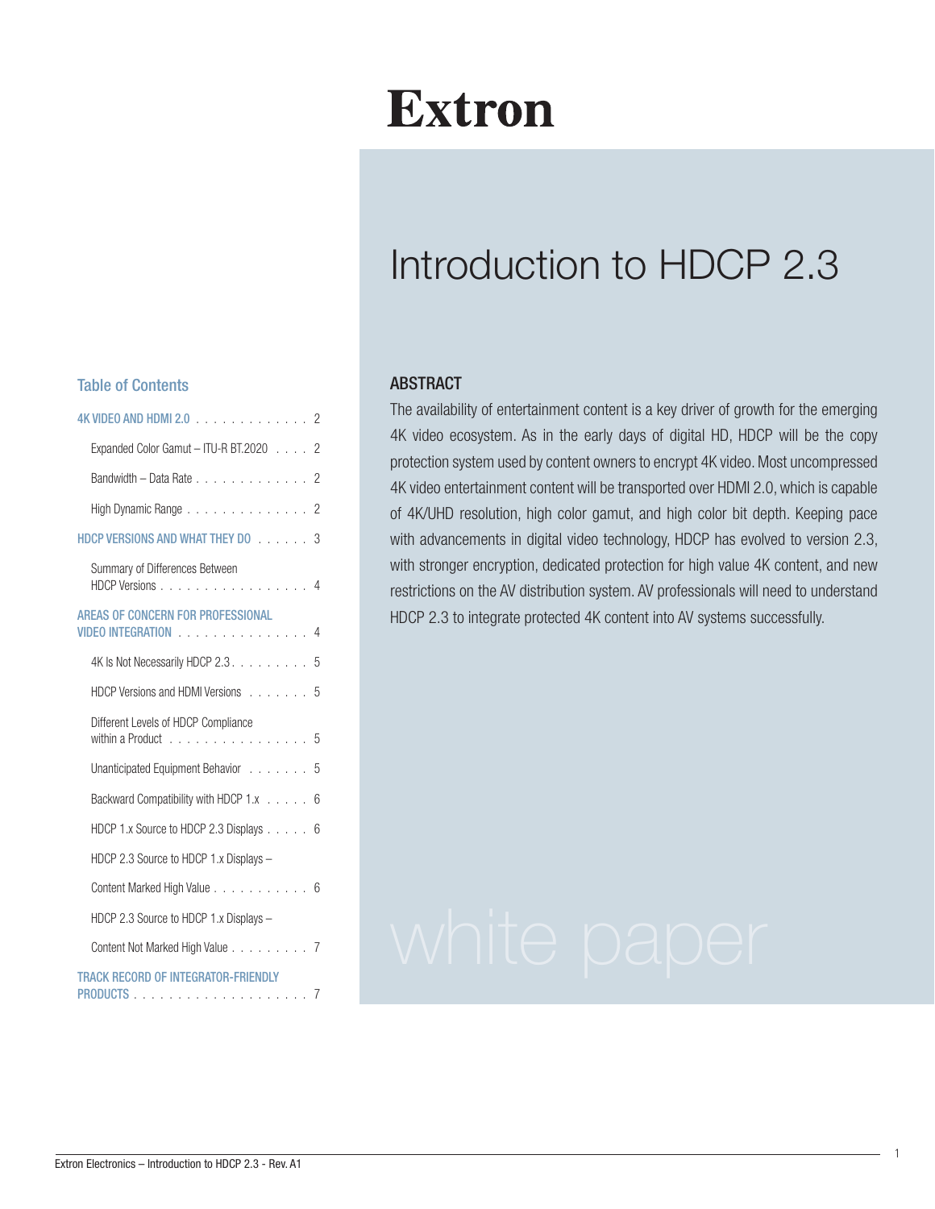# Extron

# Introduction to HDCP 2.3

## ABSTRACT

The availability of entertainment content is a key driver of growth for the emerging 4K video ecosystem. As in the early days of digital HD, HDCP will be the copy protection system used by content owners to encrypt 4K video. Most uncompressed 4K video entertainment content will be transported over HDMI 2.0, which is capable of 4K/UHD resolution, high color gamut, and high color bit depth. Keeping pace with advancements in digital video technology, HDCP has evolved to version 2.3, with stronger encryption, dedicated protection for high value 4K content, and new restrictions on the AV distribution system. AV professionals will need to understand HDCP 2.3 to integrate protected 4K content into AV systems successfully.

white paper

## Table of Contents

- 4K VIDEO AND HDMI 2.0 . . . . . . . . . . . . . 2
  - Expanded Color Gamut – ITU-R BT.2020 . . . . 2
  - Bandwidth – Data Rate . . . . . . . . . . . . . 2
  - High Dynamic Range . . . . . . . . . . . . . . 2
- HDCP VERSIONS AND WHAT THEY DO . . . . . . 3
  - Summary of Differences Between HDCP Versions . . . . . . . . . . . . . . . . . 4
- AREAS OF CONCERN FOR PROFESSIONAL VIDEO INTEGRATION . . . . . . . . . . . . . . . 4
  - 4K Is Not Necessarily HDCP 2.3 . . . . . . . . . 5
  - HDCP Versions and HDMI Versions . . . . . . . 5
  - Different Levels of HDCP Compliance within a Product . . . . . . . . . . . . . . . . 5
  - Unanticipated Equipment Behavior . . . . . . . 5
  - Backward Compatibility with HDCP 1.x . . . . . 6
  - HDCP 1.x Source to HDCP 2.3 Displays . . . . . 6
  - HDCP 2.3 Source to HDCP 1.x Displays – Content Marked High Value . . . . . . . . . . . 6
  - HDCP 2.3 Source to HDCP 1.x Displays – Content Not Marked High Value . . . . . . . . . 7
- TRACK RECORD OF INTEGRATOR-FRIENDLY PRODUCTS . . . . . . . . . . . . . . . . . . . . 7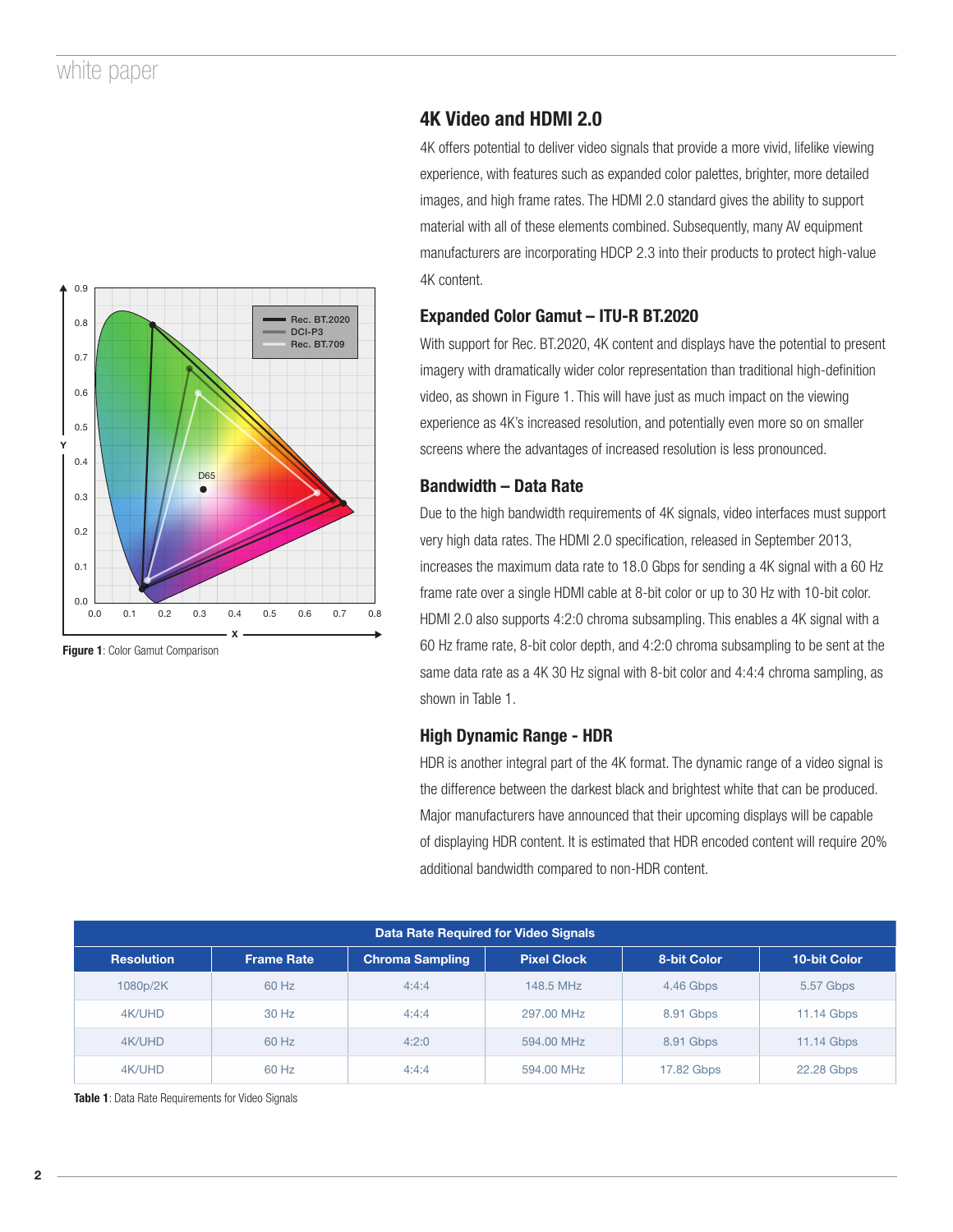Figure 1: Color Gamut Comparison

## 4K Video and HDMI 2.0

4K offers potential to deliver video signals that provide a more vivid, lifelike viewing experience, with features such as expanded color palettes, brighter, more detailed images, and high frame rates. The HDMI 2.0 standard gives the ability to support material with all of these elements combined. Subsequently, many AV equipment manufacturers are incorporating HDCP 2.3 into their products to protect high-value 4K content.

### Expanded Color Gamut – ITU-R BT.2020

With support for Rec. BT.2020, 4K content and displays have the potential to present imagery with dramatically wider color representation than traditional high-definition video, as shown in Figure 1. This will have just as much impact on the viewing experience as 4K's increased resolution, and potentially even more so on smaller screens where the advantages of increased resolution is less pronounced.

### Bandwidth – Data Rate

Due to the high bandwidth requirements of 4K signals, video interfaces must support very high data rates. The HDMI 2.0 specification, released in September 2013, increases the maximum data rate to 18.0 Gbps for sending a 4K signal with a 60 Hz frame rate over a single HDMI cable at 8-bit color or up to 30 Hz with 10-bit color. HDMI 2.0 also supports 4:2:0 chroma subsampling. This enables a 4K signal with a 60 Hz frame rate, 8-bit color depth, and 4:2:0 chroma subsampling to be sent at the same data rate as a 4K 30 Hz signal with 8-bit color and 4:4:4 chroma sampling, as shown in Table 1.

### High Dynamic Range - HDR

HDR is another integral part of the 4K format. The dynamic range of a video signal is the difference between the darkest black and brightest white that can be produced. Major manufacturers have announced that their upcoming displays will be capable of displaying HDR content. It is estimated that HDR encoded content will require 20% additional bandwidth compared to non-HDR content.

| Data Rate Required for Video Signals | | | | | |
|---|---|---|---|---|---|
| Resolution | Frame Rate | Chroma Sampling | Pixel Clock | 8-bit Color | 10-bit Color |
| 1080p/2K | 60 Hz | 4:4:4 | 148.5 MHz | 4.46 Gbps | 5.57 Gbps |
| 4K/UHD | 30 Hz | 4:4:4 | 297.00 MHz | 8.91 Gbps | 11.14 Gbps |
| 4K/UHD | 60 Hz | 4:2:0 | 594.00 MHz | 8.91 Gbps | 11.14 Gbps |
| 4K/UHD | 60 Hz | 4:4:4 | 594.00 MHz | 17.82 Gbps | 22.28 Gbps |

**Table 1**: Data Rate Requirements for Video Signals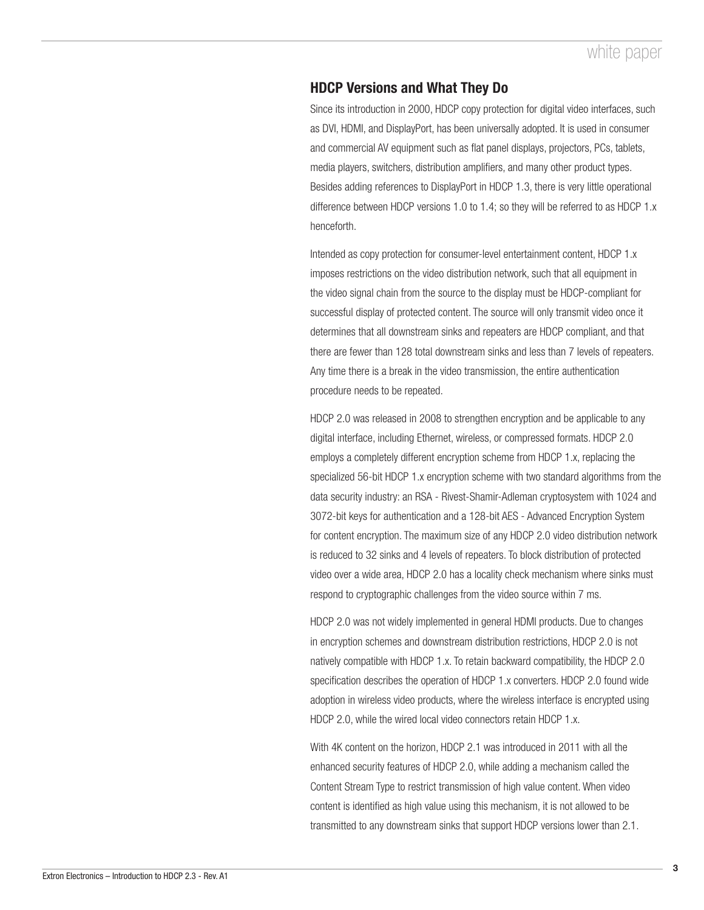## HDCP Versions and What They Do

Since its introduction in 2000, HDCP copy protection for digital video interfaces, such as DVI, HDMI, and DisplayPort, has been universally adopted. It is used in consumer and commercial AV equipment such as flat panel displays, projectors, PCs, tablets, media players, switchers, distribution amplifiers, and many other product types. Besides adding references to DisplayPort in HDCP 1.3, there is very little operational difference between HDCP versions 1.0 to 1.4; so they will be referred to as HDCP 1.x henceforth.

Intended as copy protection for consumer-level entertainment content, HDCP 1.x imposes restrictions on the video distribution network, such that all equipment in the video signal chain from the source to the display must be HDCP-compliant for successful display of protected content. The source will only transmit video once it determines that all downstream sinks and repeaters are HDCP compliant, and that there are fewer than 128 total downstream sinks and less than 7 levels of repeaters. Any time there is a break in the video transmission, the entire authentication procedure needs to be repeated.

HDCP 2.0 was released in 2008 to strengthen encryption and be applicable to any digital interface, including Ethernet, wireless, or compressed formats. HDCP 2.0 employs a completely different encryption scheme from HDCP 1.x, replacing the specialized 56-bit HDCP 1.x encryption scheme with two standard algorithms from the data security industry: an RSA - Rivest-Shamir-Adleman cryptosystem with 1024 and 3072-bit keys for authentication and a 128-bit AES - Advanced Encryption System for content encryption. The maximum size of any HDCP 2.0 video distribution network is reduced to 32 sinks and 4 levels of repeaters. To block distribution of protected video over a wide area, HDCP 2.0 has a locality check mechanism where sinks must respond to cryptographic challenges from the video source within 7 ms.

HDCP 2.0 was not widely implemented in general HDMI products. Due to changes in encryption schemes and downstream distribution restrictions, HDCP 2.0 is not natively compatible with HDCP 1.x. To retain backward compatibility, the HDCP 2.0 specification describes the operation of HDCP 1.x converters. HDCP 2.0 found wide adoption in wireless video products, where the wireless interface is encrypted using HDCP 2.0, while the wired local video connectors retain HDCP 1.x.

With 4K content on the horizon, HDCP 2.1 was introduced in 2011 with all the enhanced security features of HDCP 2.0, while adding a mechanism called the Content Stream Type to restrict transmission of high value content. When video content is identified as high value using this mechanism, it is not allowed to be transmitted to any downstream sinks that support HDCP versions lower than 2.1.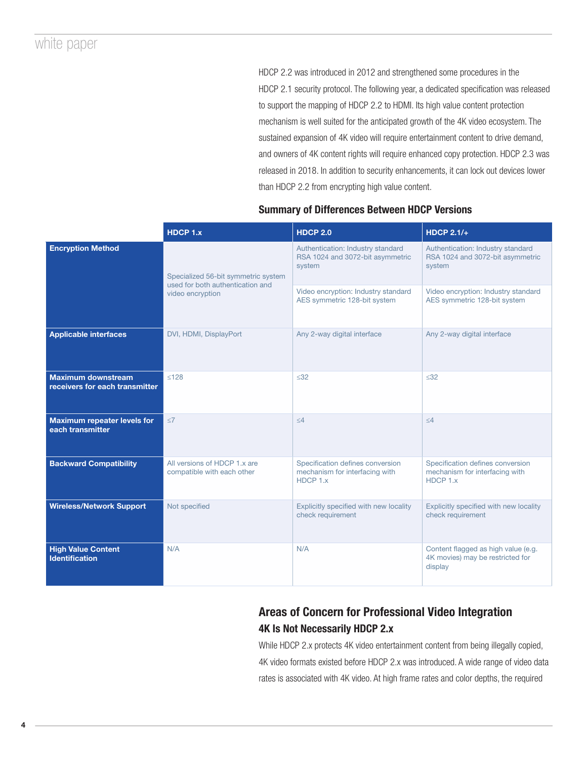HDCP 2.2 was introduced in 2012 and strengthened some procedures in the HDCP 2.1 security protocol. The following year, a dedicated specification was released to support the mapping of HDCP 2.2 to HDMI. Its high value content protection mechanism is well suited for the anticipated growth of the 4K video ecosystem. The sustained expansion of 4K video will require entertainment content to drive demand, and owners of 4K content rights will require enhanced copy protection. HDCP 2.3 was released in 2018. In addition to security enhancements, it can lock out devices lower than HDCP 2.2 from encrypting high value content.

**Summary of Differences Between HDCP Versions**

| | HDCP 1.x | HDCP 2.0 | HDCP 2.1/+ |
|---|---|---|---|
| **Encryption Method** | Specialized 56-bit symmetric system used for both authentication and video encryption | Authentication: Industry standard RSA 1024 and 3072-bit asymmetric system<br>Video encryption: Industry standard AES symmetric 128-bit system | Authentication: Industry standard RSA 1024 and 3072-bit asymmetric system<br>Video encryption: Industry standard AES symmetric 128-bit system |
| **Applicable interfaces** | DVI, HDMI, DisplayPort | Any 2-way digital interface | Any 2-way digital interface |
| **Maximum downstream receivers for each transmitter** | ≤128 | ≤32 | ≤32 |
| **Maximum repeater levels for each transmitter** | ≤7 | ≤4 | ≤4 |
| **Backward Compatibility** | All versions of HDCP 1.x are compatible with each other | Specification defines conversion mechanism for interfacing with HDCP 1.x | Specification defines conversion mechanism for interfacing with HDCP 1.x |
| **Wireless/Network Support** | Not specified | Explicitly specified with new locality check requirement | Explicitly specified with new locality check requirement |
| **High Value Content Identification** | N/A | N/A | Content flagged as high value (e.g. 4K movies) may be restricted for display |

## Areas of Concern for Professional Video Integration

### 4K Is Not Necessarily HDCP 2.x

While HDCP 2.x protects 4K video entertainment content from being illegally copied, 4K video formats existed before HDCP 2.x was introduced. A wide range of video data rates is associated with 4K video. At high frame rates and color depths, the required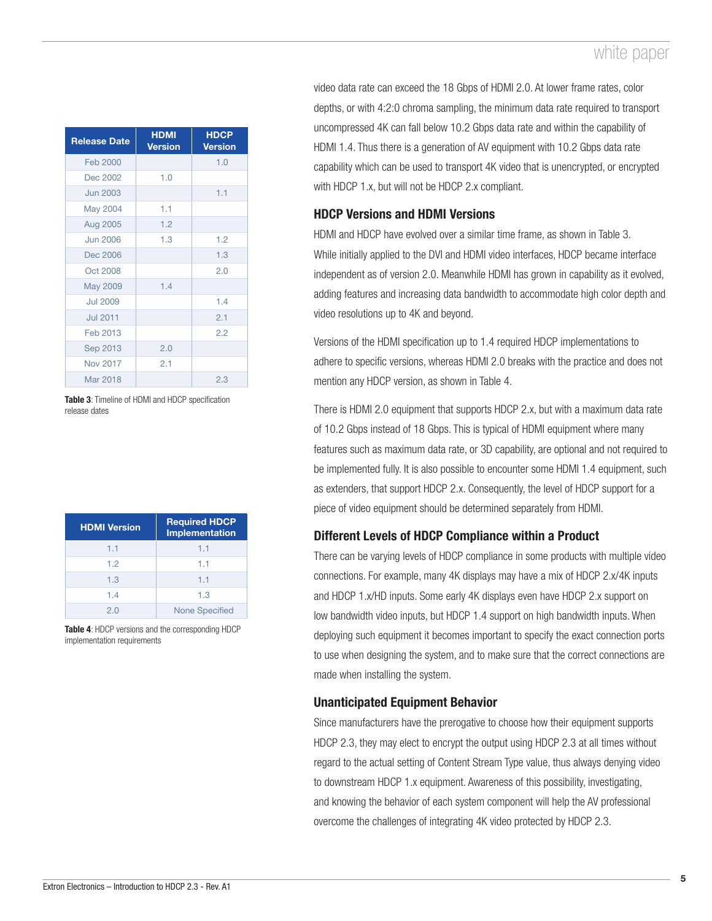video data rate can exceed the 18 Gbps of HDMI 2.0. At lower frame rates, color depths, or with 4:2:0 chroma sampling, the minimum data rate required to transport uncompressed 4K can fall below 10.2 Gbps data rate and within the capability of HDMI 1.4. Thus there is a generation of AV equipment with 10.2 Gbps data rate capability which can be used to transport 4K video that is unencrypted, or encrypted with HDCP 1.x, but will not be HDCP 2.x compliant.

| Release Date | HDMI Version | HDCP Version |
|---|---|---|
| Feb 2000 | | 1.0 |
| Dec 2002 | 1.0 | |
| Jun 2003 | | 1.1 |
| May 2004 | 1.1 | |
| Aug 2005 | 1.2 | |
| Jun 2006 | 1.3 | 1.2 |
| Dec 2006 | | 1.3 |
| Oct 2008 | | 2.0 |
| May 2009 | 1.4 | |
| Jul 2009 | | 1.4 |
| Jul 2011 | | 2.1 |
| Feb 2013 | | 2.2 |
| Sep 2013 | 2.0 | |
| Nov 2017 | 2.1 | |
| Mar 2018 | | 2.3 |

**Table 3**: Timeline of HDMI and HDCP specification release dates

## HDCP Versions and HDMI Versions

HDMI and HDCP have evolved over a similar time frame, as shown in Table 3. While initially applied to the DVI and HDMI video interfaces, HDCP became interface independent as of version 2.0. Meanwhile HDMI has grown in capability as it evolved, adding features and increasing data bandwidth to accommodate high color depth and video resolutions up to 4K and beyond.

Versions of the HDMI specification up to 1.4 required HDCP implementations to adhere to specific versions, whereas HDMI 2.0 breaks with the practice and does not mention any HDCP version, as shown in Table 4.

| HDMI Version | Required HDCP Implementation |
|---|---|
| 1.1 | 1.1 |
| 1.2 | 1.1 |
| 1.3 | 1.1 |
| 1.4 | 1.3 |
| 2.0 | None Specified |

**Table 4**: HDCP versions and the corresponding HDCP implementation requirements

There is HDMI 2.0 equipment that supports HDCP 2.x, but with a maximum data rate of 10.2 Gbps instead of 18 Gbps. This is typical of HDMI equipment where many features such as maximum data rate, or 3D capability, are optional and not required to be implemented fully. It is also possible to encounter some HDMI 1.4 equipment, such as extenders, that support HDCP 2.x. Consequently, the level of HDCP support for a piece of video equipment should be determined separately from HDMI.

## Different Levels of HDCP Compliance within a Product

There can be varying levels of HDCP compliance in some products with multiple video connections. For example, many 4K displays may have a mix of HDCP 2.x/4K inputs and HDCP 1.x/HD inputs. Some early 4K displays even have HDCP 2.x support on low bandwidth video inputs, but HDCP 1.4 support on high bandwidth inputs. When deploying such equipment it becomes important to specify the exact connection ports to use when designing the system, and to make sure that the correct connections are made when installing the system.

## Unanticipated Equipment Behavior

Since manufacturers have the prerogative to choose how their equipment supports HDCP 2.3, they may elect to encrypt the output using HDCP 2.3 at all times without regard to the actual setting of Content Stream Type value, thus always denying video to downstream HDCP 1.x equipment. Awareness of this possibility, investigating, and knowing the behavior of each system component will help the AV professional overcome the challenges of integrating 4K video protected by HDCP 2.3.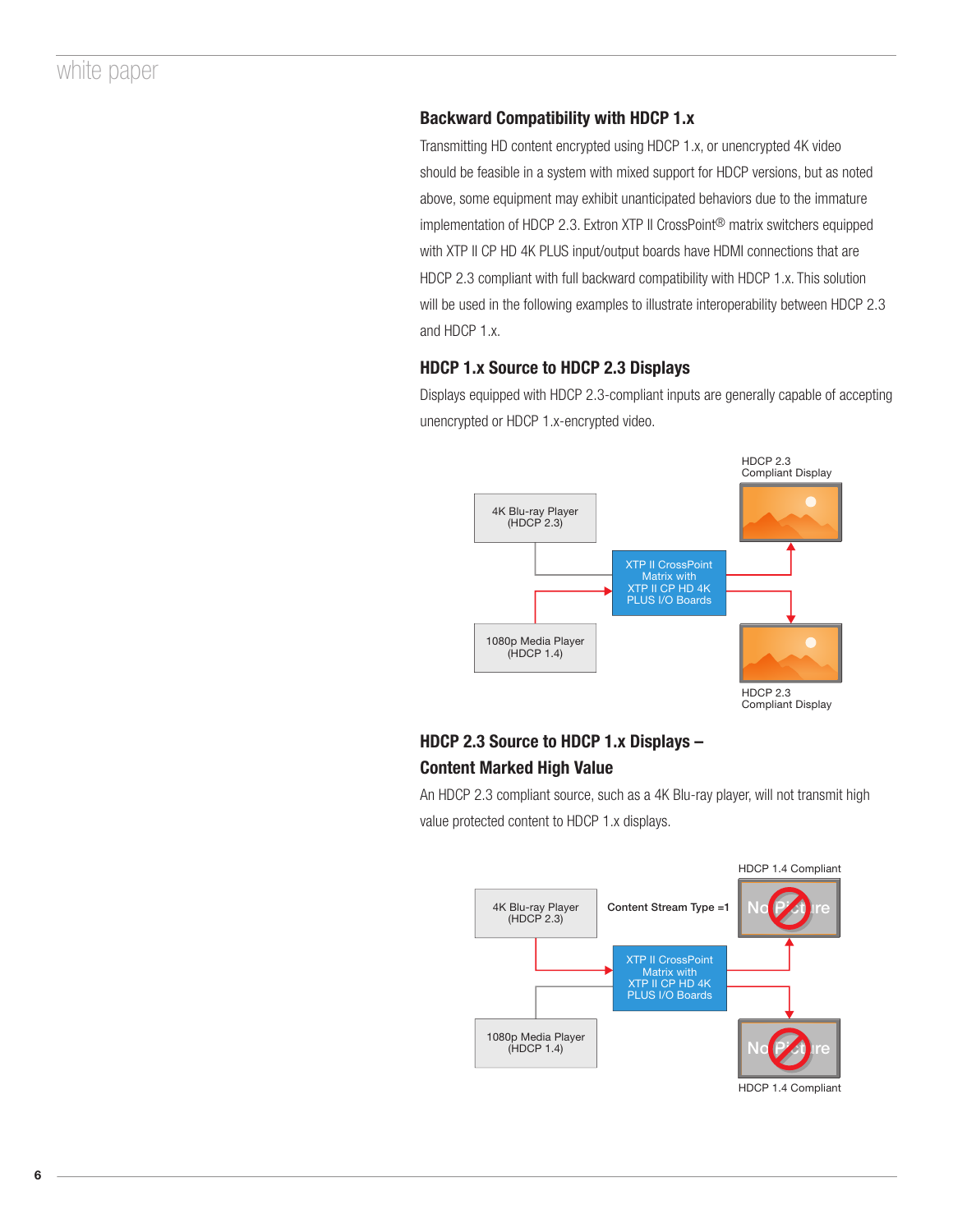### Backward Compatibility with HDCP 1.x

Transmitting HD content encrypted using HDCP 1.x, or unencrypted 4K video should be feasible in a system with mixed support for HDCP versions, but as noted above, some equipment may exhibit unanticipated behaviors due to the immature implementation of HDCP 2.3. Extron XTP II CrossPoint® matrix switchers equipped with XTP II CP HD 4K PLUS input/output boards have HDMI connections that are HDCP 2.3 compliant with full backward compatibility with HDCP 1.x. This solution will be used in the following examples to illustrate interoperability between HDCP 2.3 and HDCP 1.x.

### HDCP 1.x Source to HDCP 2.3 Displays

Displays equipped with HDCP 2.3-compliant inputs are generally capable of accepting unencrypted or HDCP 1.x-encrypted video.

4K Blu-ray Player (HDCP 2.3)

1080p Media Player (HDCP 1.4)

XTP II CrossPoint Matrix with XTP II CP HD 4K PLUS I/O Boards

HDCP 2.3 Compliant Display

HDCP 2.3 Compliant Display

### HDCP 2.3 Source to HDCP 1.x Displays – Content Marked High Value

An HDCP 2.3 compliant source, such as a 4K Blu-ray player, will not transmit high value protected content to HDCP 1.x displays.

4K Blu-ray Player (HDCP 2.3)

Content Stream Type =1

1080p Media Player (HDCP 1.4)

XTP II CrossPoint Matrix with XTP II CP HD 4K PLUS I/O Boards

HDCP 1.4 Compliant

No Picture

No Picture

HDCP 1.4 Compliant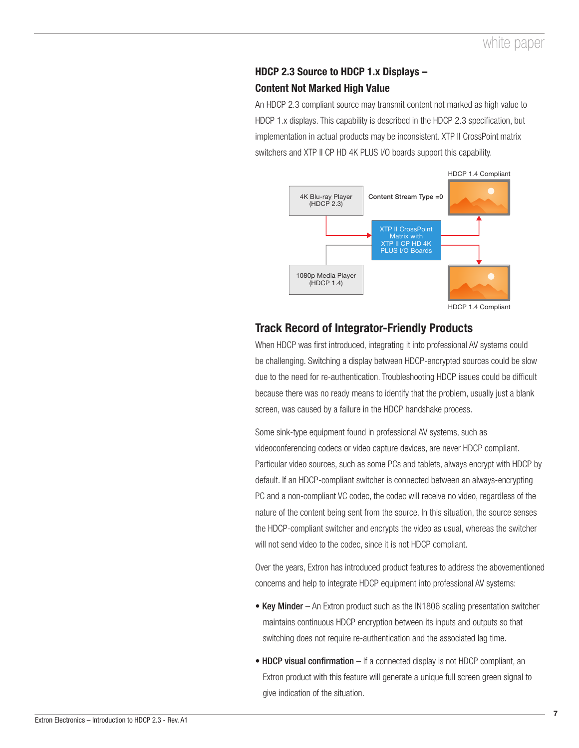### HDCP 2.3 Source to HDCP 1.x Displays – Content Not Marked High Value

An HDCP 2.3 compliant source may transmit content not marked as high value to HDCP 1.x displays. This capability is described in the HDCP 2.3 specification, but implementation in actual products may be inconsistent. XTP II CrossPoint matrix switchers and XTP II CP HD 4K PLUS I/O boards support this capability.

4K Blu-ray Player (HDCP 2.3)

Content Stream Type =0

HDCP 1.4 Compliant

XTP II CrossPoint Matrix with XTP II CP HD 4K PLUS I/O Boards

1080p Media Player (HDCP 1.4)

HDCP 1.4 Compliant

## Track Record of Integrator-Friendly Products

When HDCP was first introduced, integrating it into professional AV systems could be challenging. Switching a display between HDCP-encrypted sources could be slow due to the need for re-authentication. Troubleshooting HDCP issues could be difficult because there was no ready means to identify that the problem, usually just a blank screen, was caused by a failure in the HDCP handshake process.

Some sink-type equipment found in professional AV systems, such as videoconferencing codecs or video capture devices, are never HDCP compliant. Particular video sources, such as some PCs and tablets, always encrypt with HDCP by default. If an HDCP-compliant switcher is connected between an always-encrypting PC and a non-compliant VC codec, the codec will receive no video, regardless of the nature of the content being sent from the source. In this situation, the source senses the HDCP-compliant switcher and encrypts the video as usual, whereas the switcher will not send video to the codec, since it is not HDCP compliant.

Over the years, Extron has introduced product features to address the abovementioned concerns and help to integrate HDCP equipment into professional AV systems:

- **Key Minder** – An Extron product such as the IN1806 scaling presentation switcher maintains continuous HDCP encryption between its inputs and outputs so that switching does not require re-authentication and the associated lag time.
- **HDCP visual confirmation** – If a connected display is not HDCP compliant, an Extron product with this feature will generate a unique full screen green signal to give indication of the situation.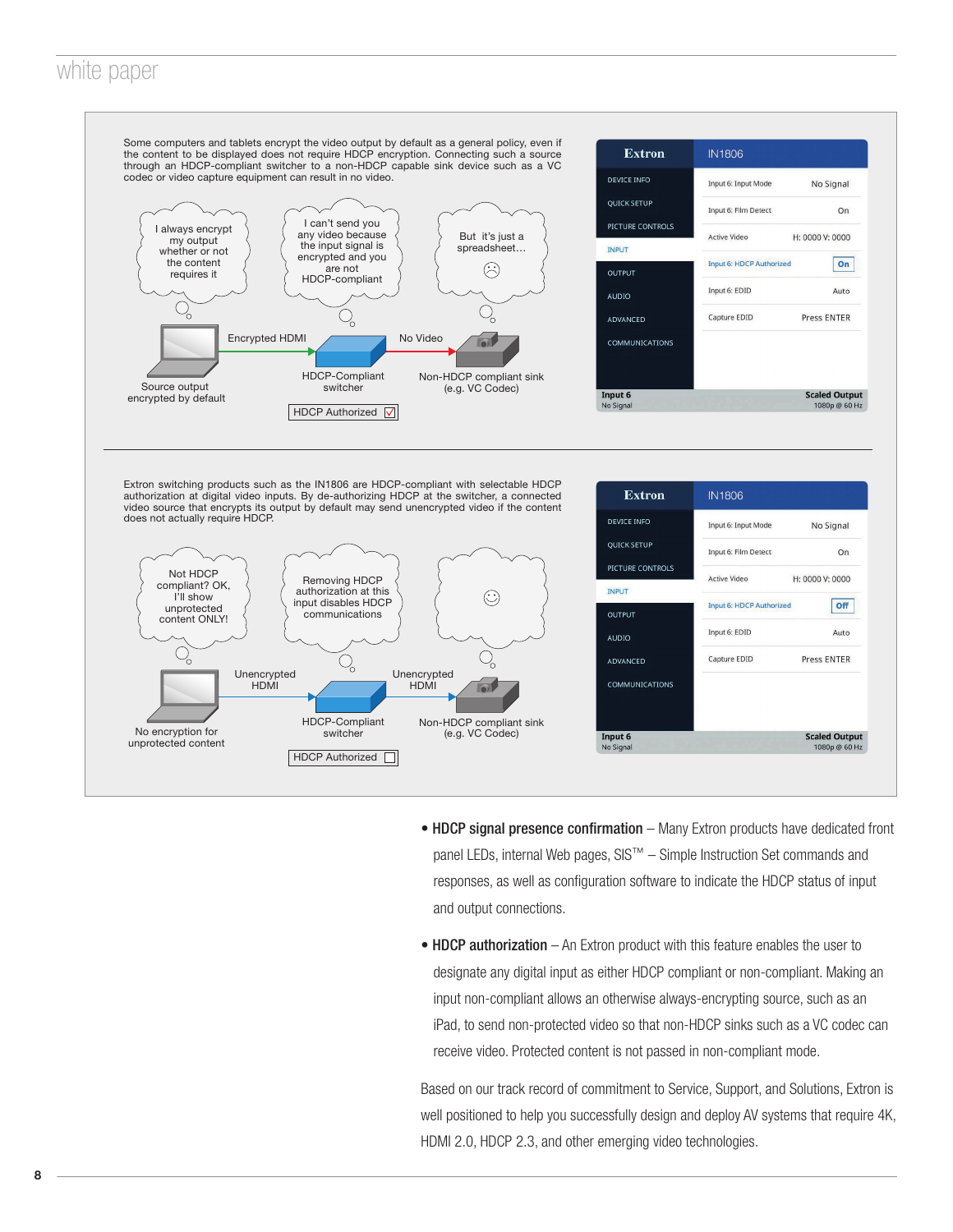Some computers and tablets encrypt the video output by default as a general policy, even if the content to be displayed does not require HDCP encryption. Connecting such a source through an HDCP-compliant switcher to a non-HDCP capable sink device such as a VC codec or video capture equipment can result in no video.

I always encrypt my output whether or not the content requires it

I can't send you any video because the input signal is encrypted and you are not HDCP-compliant

But it's just a spreadsheet… ☹

Encrypted HDMI

No Video

Source output encrypted by default

HDCP-Compliant switcher

Non-HDCP compliant sink (e.g. VC Codec)

HDCP Authorized ☑

| Extron | IN1806 | |
|---|---|---|
| DEVICE INFO | Input 6: Input Mode | No Signal |
| QUICK SETUP | Input 6: Film Detect | On |
| PICTURE CONTROLS | Active Video | H: 0000 V: 0000 |
| INPUT | Input 6: HDCP Authorized | On |
| OUTPUT | Input 6: EDID | Auto |
| AUDIO | Capture EDID | Press ENTER |
| ADVANCED | | |
| COMMUNICATIONS | | |
| Input 6 No Signal | | Scaled Output 1080p @ 60 Hz |

---

Extron switching products such as the IN1806 are HDCP-compliant with selectable HDCP authorization at digital video inputs. By de-authorizing HDCP at the switcher, a connected video source that encrypts its output by default may send unencrypted video if the content does not actually require HDCP.

Not HDCP compliant? OK, I'll show unprotected content ONLY!

Removing HDCP authorization at this input disables HDCP communications

☺

Unencrypted HDMI

Unencrypted HDMI

No encryption for unprotected content

HDCP-Compliant switcher

Non-HDCP compliant sink (e.g. VC Codec)

HDCP Authorized ☐

| Extron | IN1806 | |
|---|---|---|
| DEVICE INFO | Input 6: Input Mode | No Signal |
| QUICK SETUP | Input 6: Film Detect | On |
| PICTURE CONTROLS | Active Video | H: 0000 V: 0000 |
| INPUT | Input 6: HDCP Authorized | Off |
| OUTPUT | Input 6: EDID | Auto |
| AUDIO | Capture EDID | Press ENTER |
| ADVANCED | | |
| COMMUNICATIONS | | |
| Input 6 No Signal | | Scaled Output 1080p @ 60 Hz |

- **HDCP signal presence confirmation** – Many Extron products have dedicated front panel LEDs, internal Web pages, SIS™ – Simple Instruction Set commands and responses, as well as configuration software to indicate the HDCP status of input and output connections.
- **HDCP authorization** – An Extron product with this feature enables the user to designate any digital input as either HDCP compliant or non-compliant. Making an input non-compliant allows an otherwise always-encrypting source, such as an iPad, to send non-protected video so that non-HDCP sinks such as a VC codec can receive video. Protected content is not passed in non-compliant mode.

Based on our track record of commitment to Service, Support, and Solutions, Extron is well positioned to help you successfully design and deploy AV systems that require 4K, HDMI 2.0, HDCP 2.3, and other emerging video technologies.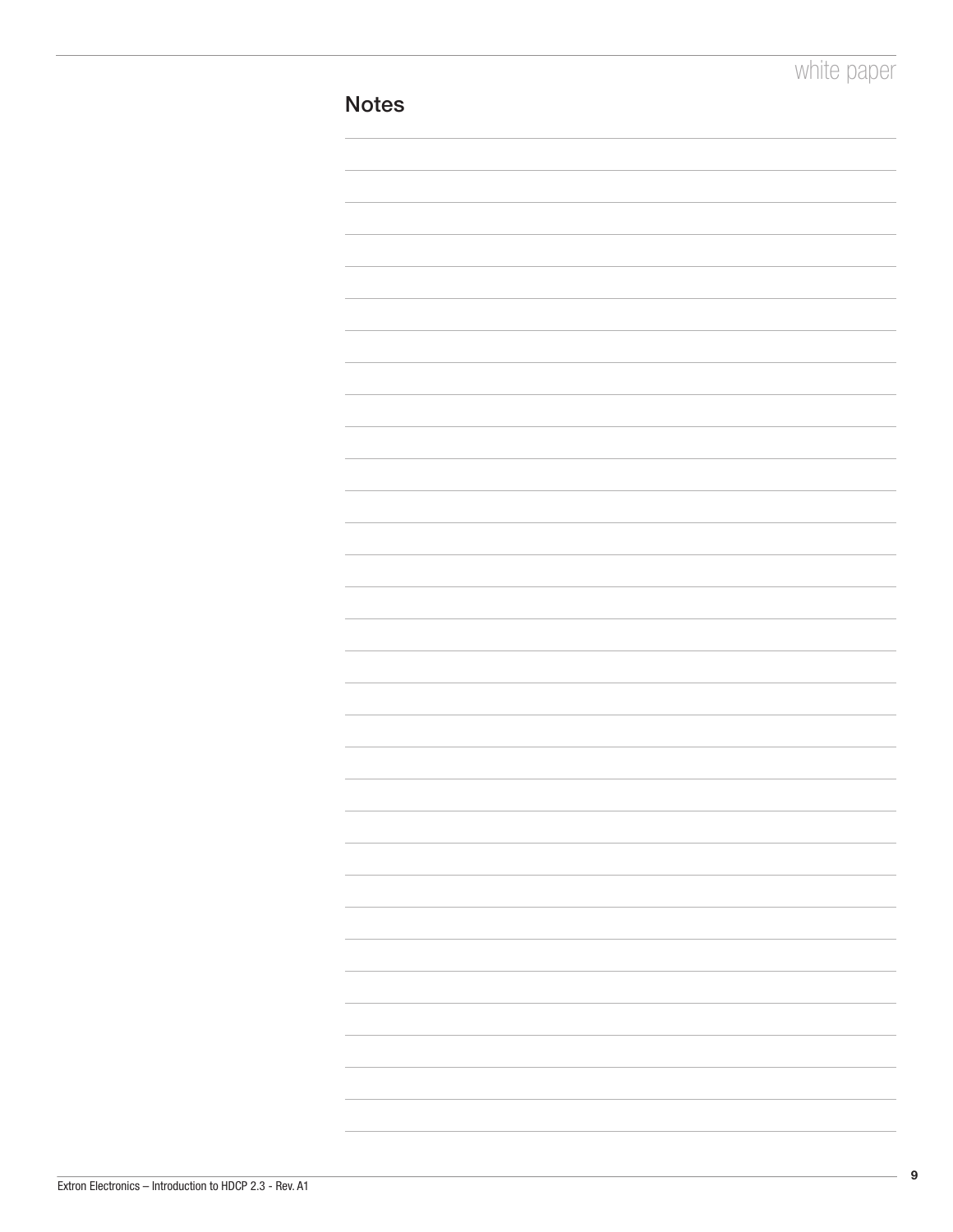## Notes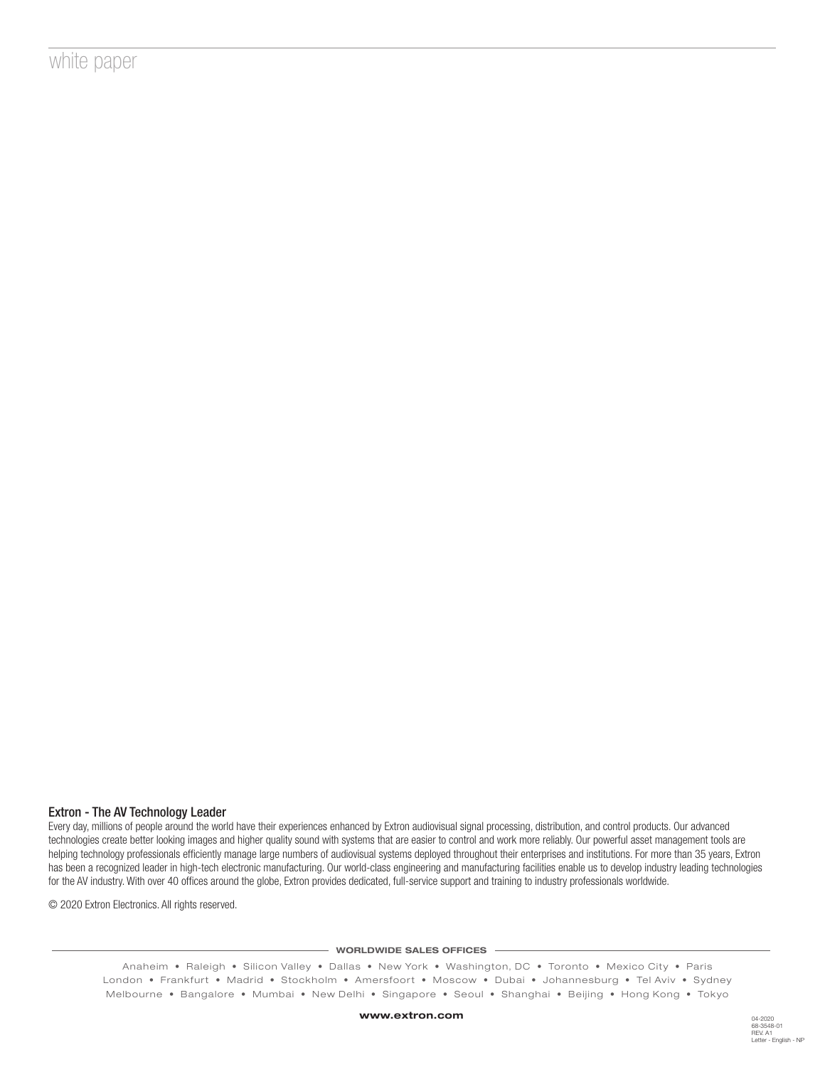## Extron - The AV Technology Leader

Every day, millions of people around the world have their experiences enhanced by Extron audiovisual signal processing, distribution, and control products. Our advanced technologies create better looking images and higher quality sound with systems that are easier to control and work more reliably. Our powerful asset management tools are helping technology professionals efficiently manage large numbers of audiovisual systems deployed throughout their enterprises and institutions. For more than 35 years, Extron has been a recognized leader in high-tech electronic manufacturing. Our world-class engineering and manufacturing facilities enable us to develop industry leading technologies for the AV industry. With over 40 offices around the globe, Extron provides dedicated, full-service support and training to industry professionals worldwide.

© 2020 Extron Electronics. All rights reserved.

**WORLDWIDE SALES OFFICES**

Anaheim • Raleigh • Silicon Valley • Dallas • New York • Washington, DC • Toronto • Mexico City • Paris
London • Frankfurt • Madrid • Stockholm • Amersfoort • Moscow • Dubai • Johannesburg • Tel Aviv • Sydney
Melbourne • Bangalore • Mumbai • New Delhi • Singapore • Seoul • Shanghai • Beijing • Hong Kong • Tokyo

**www.extron.com**

04-2020
68-3548-01
REV. A1
Letter - English - NP